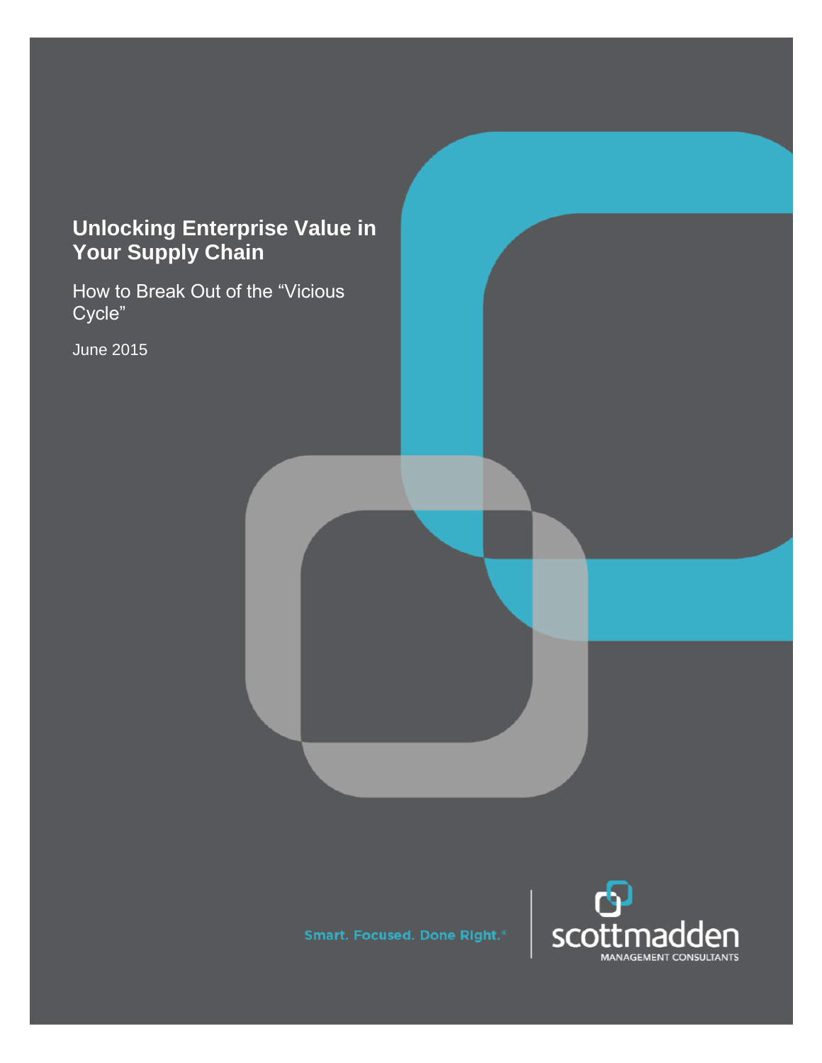# Unlocking Enterprise Value in Your Supply Chain

How to Break Out of the "Vicious Cycle"

June 2015

Smart. Focused. Done Right.®

scottmadden

MANAGEMENT CONSULTANTS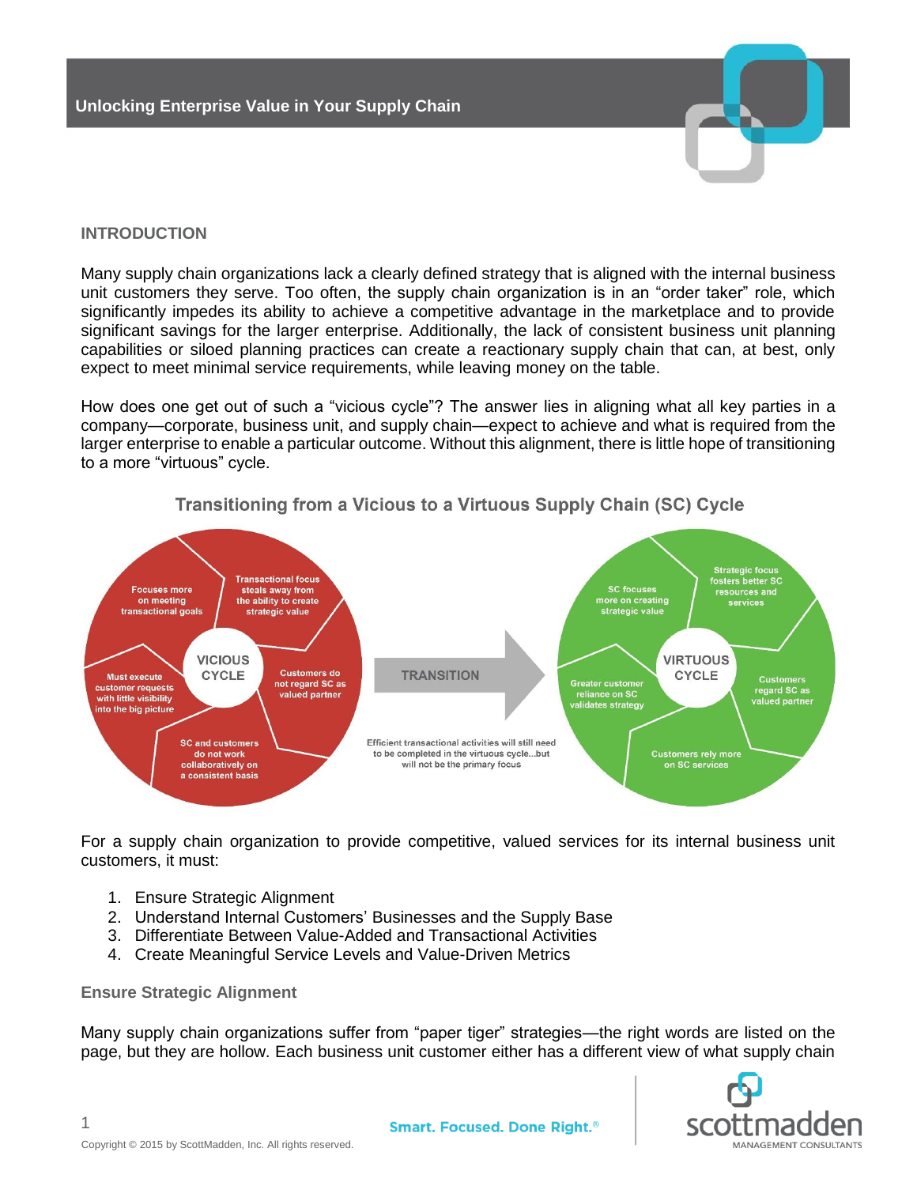## INTRODUCTION

Many supply chain organizations lack a clearly defined strategy that is aligned with the internal business unit customers they serve. Too often, the supply chain organization is in an "order taker" role, which significantly impedes its ability to achieve a competitive advantage in the marketplace and to provide significant savings for the larger enterprise. Additionally, the lack of consistent business unit planning capabilities or siloed planning practices can create a reactionary supply chain that can, at best, only expect to meet minimal service requirements, while leaving money on the table.

How does one get out of such a "vicious cycle"? The answer lies in aligning what all key parties in a company—corporate, business unit, and supply chain—expect to achieve and what is required from the larger enterprise to enable a particular outcome. Without this alignment, there is little hope of transitioning to a more "virtuous" cycle.

**Transitioning from a Vicious to a Virtuous Supply Chain (SC) Cycle**

**VICIOUS CYCLE**
- Focuses more on meeting transactional goals
- Transactional focus steals away from the ability to create strategic value
- Customers do not regard SC as valued partner
- SC and customers do not work collaboratively on a consistent basis
- Must execute customer requests with little visibility into the big picture

**TRANSITION**

Efficient transactional activities will still need to be completed in the virtuous cycle...but will not be the primary focus

**VIRTUOUS CYCLE**
- SC focuses more on creating strategic value
- Strategic focus fosters better SC resources and services
- Customers regard SC as valued partner
- Customers rely more on SC services
- Greater customer reliance on SC validates strategy

For a supply chain organization to provide competitive, valued services for its internal business unit customers, it must:

1. Ensure Strategic Alignment
2. Understand Internal Customers' Businesses and the Supply Base
3. Differentiate Between Value-Added and Transactional Activities
4. Create Meaningful Service Levels and Value-Driven Metrics

### Ensure Strategic Alignment

Many supply chain organizations suffer from "paper tiger" strategies—the right words are listed on the page, but they are hollow. Each business unit customer either has a different view of what supply chain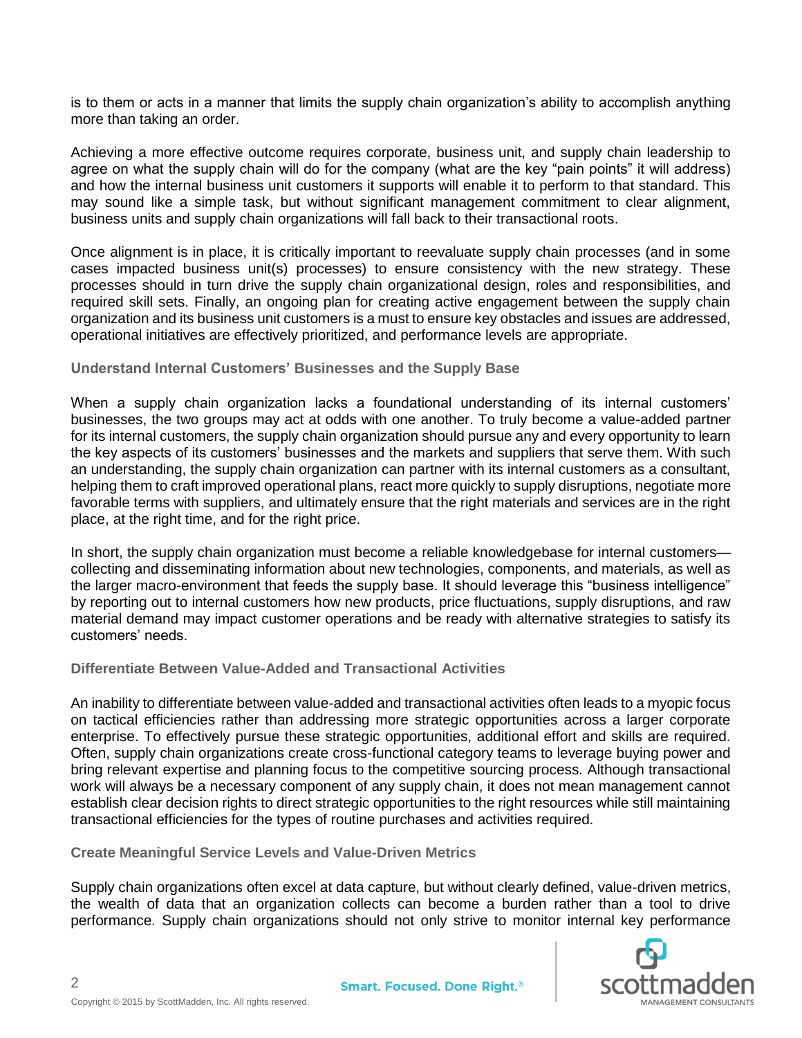is to them or acts in a manner that limits the supply chain organization's ability to accomplish anything more than taking an order.

Achieving a more effective outcome requires corporate, business unit, and supply chain leadership to agree on what the supply chain will do for the company (what are the key "pain points" it will address) and how the internal business unit customers it supports will enable it to perform to that standard. This may sound like a simple task, but without significant management commitment to clear alignment, business units and supply chain organizations will fall back to their transactional roots.

Once alignment is in place, it is critically important to reevaluate supply chain processes (and in some cases impacted business unit(s) processes) to ensure consistency with the new strategy. These processes should in turn drive the supply chain organizational design, roles and responsibilities, and required skill sets. Finally, an ongoing plan for creating active engagement between the supply chain organization and its business unit customers is a must to ensure key obstacles and issues are addressed, operational initiatives are effectively prioritized, and performance levels are appropriate.

### Understand Internal Customers' Businesses and the Supply Base

When a supply chain organization lacks a foundational understanding of its internal customers' businesses, the two groups may act at odds with one another. To truly become a value-added partner for its internal customers, the supply chain organization should pursue any and every opportunity to learn the key aspects of its customers' businesses and the markets and suppliers that serve them. With such an understanding, the supply chain organization can partner with its internal customers as a consultant, helping them to craft improved operational plans, react more quickly to supply disruptions, negotiate more favorable terms with suppliers, and ultimately ensure that the right materials and services are in the right place, at the right time, and for the right price.

In short, the supply chain organization must become a reliable knowledgebase for internal customers—collecting and disseminating information about new technologies, components, and materials, as well as the larger macro-environment that feeds the supply base. It should leverage this "business intelligence" by reporting out to internal customers how new products, price fluctuations, supply disruptions, and raw material demand may impact customer operations and be ready with alternative strategies to satisfy its customers' needs.

### Differentiate Between Value-Added and Transactional Activities

An inability to differentiate between value-added and transactional activities often leads to a myopic focus on tactical efficiencies rather than addressing more strategic opportunities across a larger corporate enterprise. To effectively pursue these strategic opportunities, additional effort and skills are required. Often, supply chain organizations create cross-functional category teams to leverage buying power and bring relevant expertise and planning focus to the competitive sourcing process. Although transactional work will always be a necessary component of any supply chain, it does not mean management cannot establish clear decision rights to direct strategic opportunities to the right resources while still maintaining transactional efficiencies for the types of routine purchases and activities required.

### Create Meaningful Service Levels and Value-Driven Metrics

Supply chain organizations often excel at data capture, but without clearly defined, value-driven metrics, the wealth of data that an organization collects can become a burden rather than a tool to drive performance. Supply chain organizations should not only strive to monitor internal key performance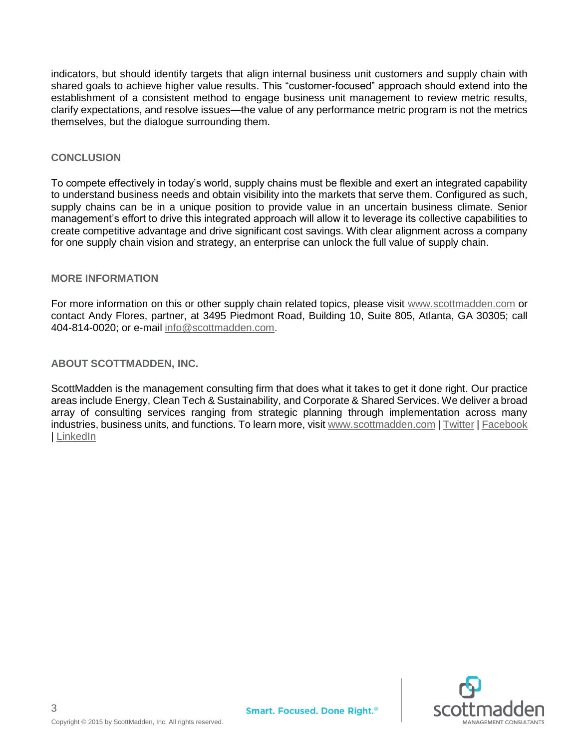indicators, but should identify targets that align internal business unit customers and supply chain with shared goals to achieve higher value results. This “customer-focused” approach should extend into the establishment of a consistent method to engage business unit management to review metric results, clarify expectations, and resolve issues—the value of any performance metric program is not the metrics themselves, but the dialogue surrounding them.

## CONCLUSION

To compete effectively in today’s world, supply chains must be flexible and exert an integrated capability to understand business needs and obtain visibility into the markets that serve them. Configured as such, supply chains can be in a unique position to provide value in an uncertain business climate. Senior management’s effort to drive this integrated approach will allow it to leverage its collective capabilities to create competitive advantage and drive significant cost savings. With clear alignment across a company for one supply chain vision and strategy, an enterprise can unlock the full value of supply chain.

## MORE INFORMATION

For more information on this or other supply chain related topics, please visit www.scottmadden.com or contact Andy Flores, partner, at 3495 Piedmont Road, Building 10, Suite 805, Atlanta, GA 30305; call 404-814-0020; or e-mail info@scottmadden.com.

## ABOUT SCOTTMADDEN, INC.

ScottMadden is the management consulting firm that does what it takes to get it done right. Our practice areas include Energy, Clean Tech & Sustainability, and Corporate & Shared Services. We deliver a broad array of consulting services ranging from strategic planning through implementation across many industries, business units, and functions. To learn more, visit www.scottmadden.com | Twitter | Facebook | LinkedIn